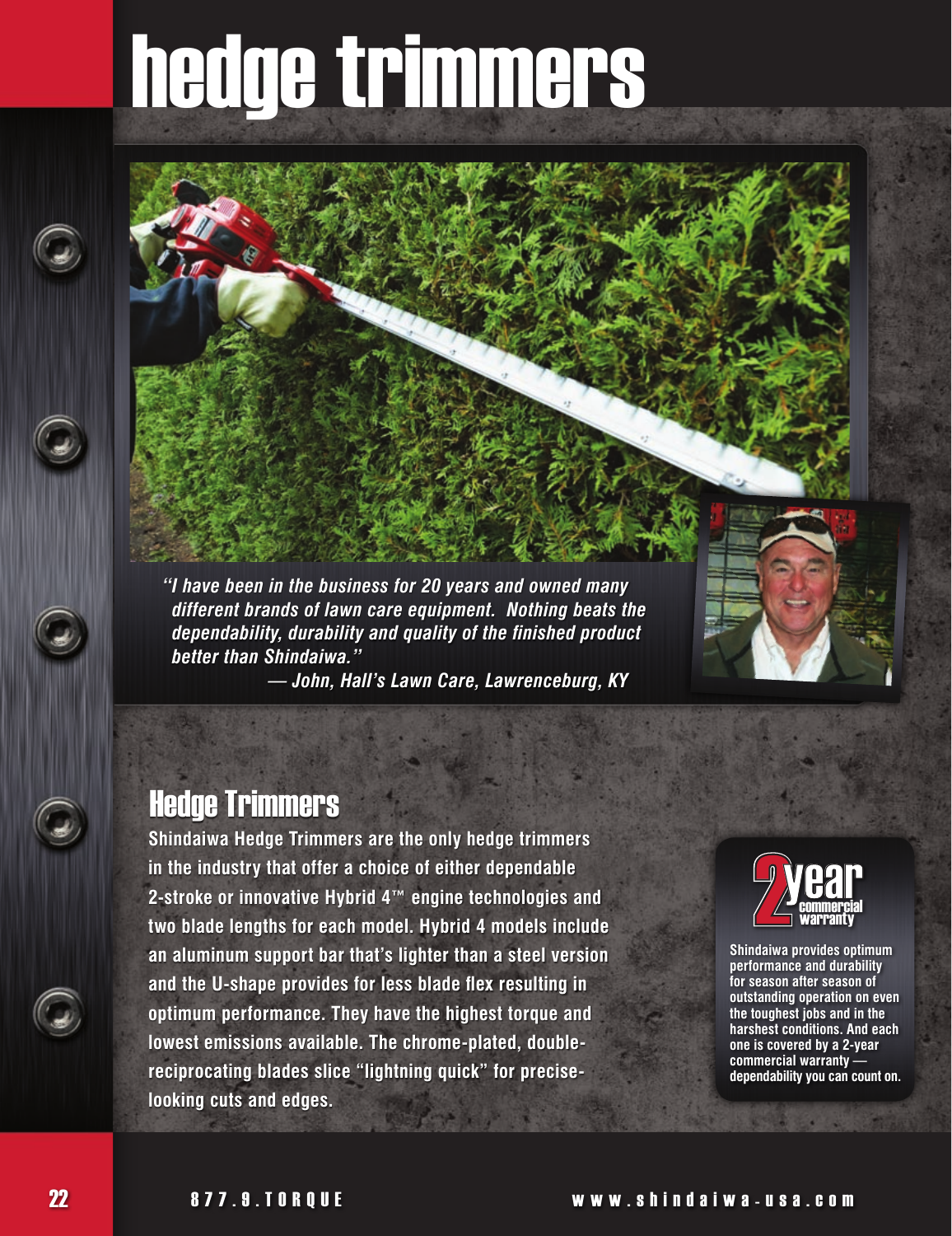# hedge trimmers

*"I have been in the business for 20 years and owned many different brands of lawn care equipment. Nothing beats the dependability, durability and quality of the finished product better than Shindaiwa."*

*— John, Hall's Lawn Care, Lawrenceburg, KY*

## Hedge Trimmers

**Shindaiwa Hedge Trimmers are the only hedge trimmers in the industry that offer a choice of either dependable 2-stroke or innovative Hybrid 4™ engine technologies and two blade lengths for each model. Hybrid 4 models include an aluminum support bar that's lighter than a steel version and the U-shape provides for less blade flex resulting in optimum performance. They have the highest torque and lowest emissions available. The chrome-plated, double-reciprocating blades slice "lightning quick" for precise-looking cuts and edges.**

**2 year commercial warranty**

**Shindaiwa provides optimum performance and durability for season after season of outstanding operation on even the toughest jobs and in the harshest conditions. And each one is covered by a 2-year commercial warranty — dependability you can count on.**

877.9.TORQUE www.shindaiwa-usa.com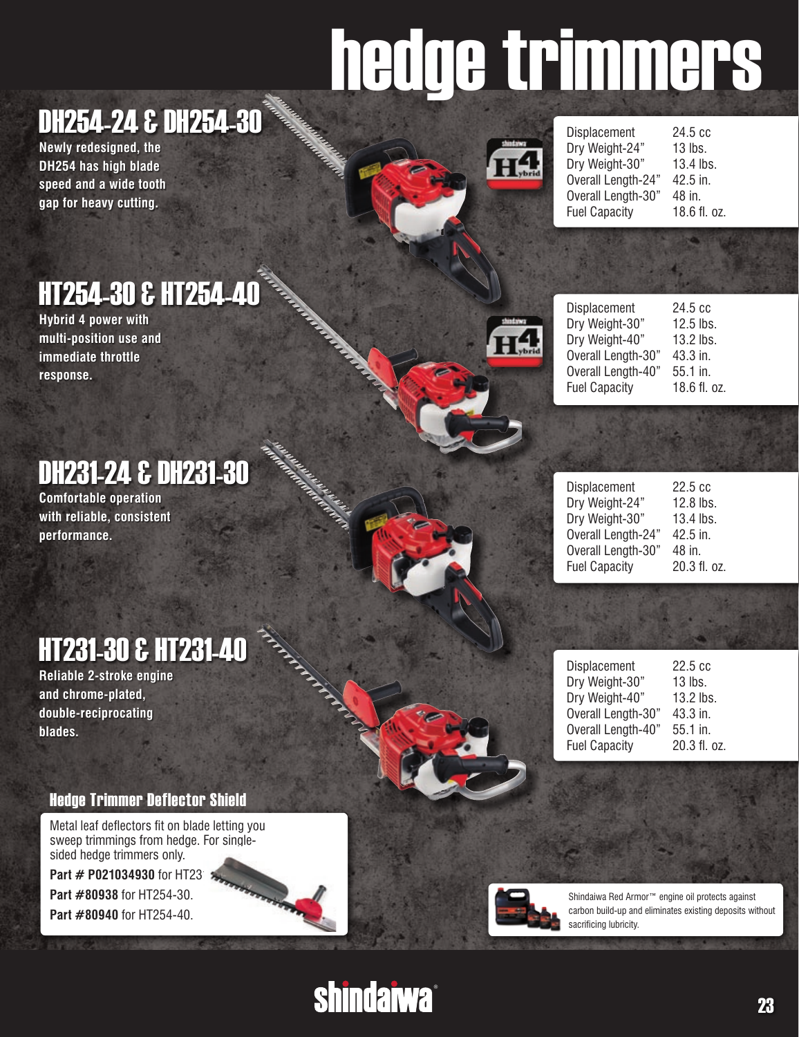# hedge trimmers

## DH254-24 & DH254-30

**Newly redesigned, the DH254 has high blade speed and a wide tooth gap for heavy cutting.**

| | |
|---|---|
| Displacement | 24.5 cc |
| Dry Weight-24" | 13 lbs. |
| Dry Weight-30" | 13.4 lbs. |
| Overall Length-24" | 42.5 in. |
| Overall Length-30" | 48 in. |
| Fuel Capacity | 18.6 fl. oz. |

## HT254-30 & HT254-40

**Hybrid 4 power with multi-position use and immediate throttle response.**

| | |
|---|---|
| Displacement | 24.5 cc |
| Dry Weight-30" | 12.5 lbs. |
| Dry Weight-40" | 13.2 lbs. |
| Overall Length-30" | 43.3 in. |
| Overall Length-40" | 55.1 in. |
| Fuel Capacity | 18.6 fl. oz. |

## DH231-24 & DH231-30

**Comfortable operation with reliable, consistent performance.**

| | |
|---|---|
| Displacement | 22.5 cc |
| Dry Weight-24" | 12.8 lbs. |
| Dry Weight-30" | 13.4 lbs. |
| Overall Length-24" | 42.5 in. |
| Overall Length-30" | 48 in. |
| Fuel Capacity | 20.3 fl. oz. |

## HT231-30 & HT231-40

**Reliable 2-stroke engine and chrome-plated, double-reciprocating blades.**

| | |
|---|---|
| Displacement | 22.5 cc |
| Dry Weight-30" | 13 lbs. |
| Dry Weight-40" | 13.2 lbs. |
| Overall Length-30" | 43.3 in. |
| Overall Length-40" | 55.1 in. |
| Fuel Capacity | 20.3 fl. oz. |

### Hedge Trimmer Deflector Shield

Metal leaf deflectors fit on blade letting you sweep trimmings from hedge. For single-sided hedge trimmers only.

**Part # P021034930** for HT23

**Part #80938** for HT254-30.

**Part #80940** for HT254-40.

Shindaiwa Red Armor™ engine oil protects against carbon build-up and eliminates existing deposits without sacrificing lubricity.

shindaiwa